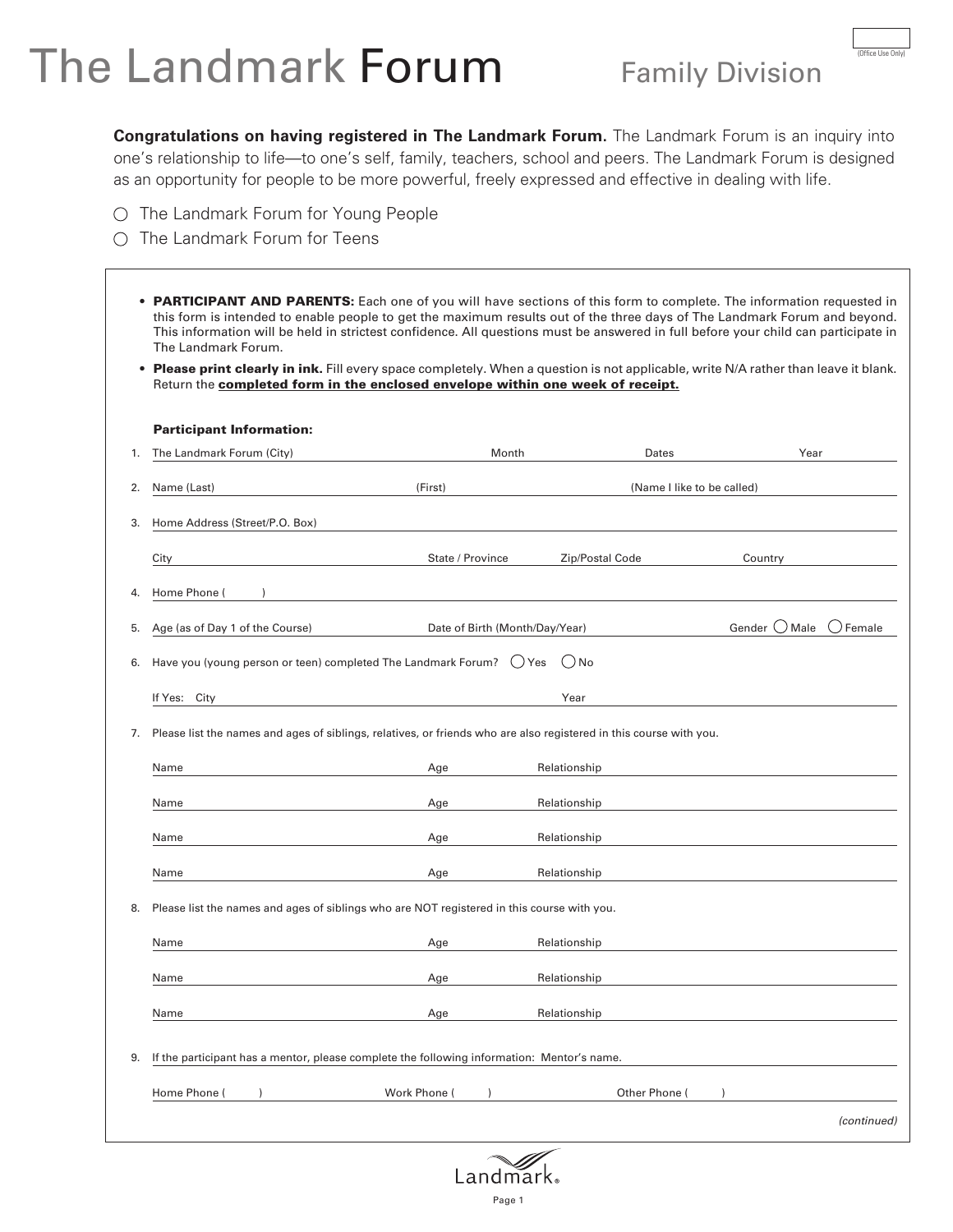# The Landmark Forum

## Family Division

(Office Use Only)

**Congratulations on having registered in The Landmark Forum.** The Landmark Forum is an inquiry into one's relationship to life—to one's self, family, teachers, school and peers. The Landmark Forum is designed as an opportunity for people to be more powerful, freely expressed and effective in dealing with life.

○ The Landmark Forum for Young People

○ The Landmark Forum for Teens

- **PARTICIPANT AND PARENTS:** Each one of you will have sections of this form to complete. The information requested in this form is intended to enable people to get the maximum results out of the three days of The Landmark Forum and beyond. This information will be held in strictest confidence. All questions must be answered in full before your child can participate in The Landmark Forum.
- **Please print clearly in ink.** Fill every space completely. When a question is not applicable, write N/A rather than leave it blank. Return the **completed form in the enclosed envelope within one week of receipt.**

**Participant Information:**

1. The Landmark Forum (City) ________ Month ________ Dates ________ Year ________

2. Name (Last) ________ (First) ________ (Name I like to be called) ________

3. Home Address (Street/P.O. Box) ________

   City ________ State / Province ________ Zip/Postal Code ________ Country ________

4. Home Phone (      ) ________

5. Age (as of Day 1 of the Course) ________ Date of Birth (Month/Day/Year) ________ Gender ○ Male ○ Female

6. Have you (young person or teen) completed The Landmark Forum? ○ Yes ○ No

   If Yes: City ________ Year ________

7. Please list the names and ages of siblings, relatives, or friends who are also registered in this course with you.

   Name ________ Age ________ Relationship ________

   Name ________ Age ________ Relationship ________

   Name ________ Age ________ Relationship ________

   Name ________ Age ________ Relationship ________

8. Please list the names and ages of siblings who are NOT registered in this course with you.

   Name ________ Age ________ Relationship ________

   Name ________ Age ________ Relationship ________

   Name ________ Age ________ Relationship ________

9. If the participant has a mentor, please complete the following information: Mentor's name. ________

   Home Phone (      ) ________ Work Phone (      ) ________ Other Phone (      ) ________

*(continued)*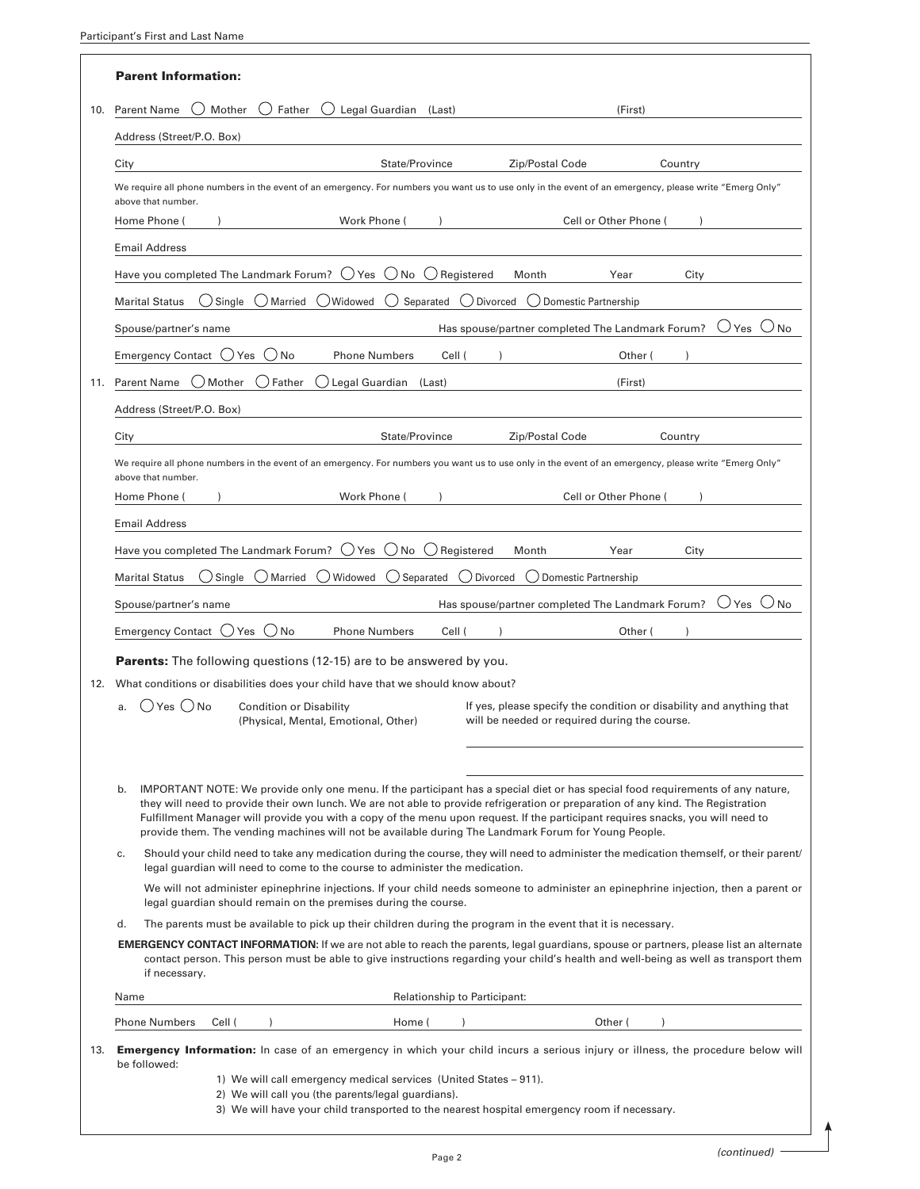Participant's First and Last Name

### Parent Information:

10. Parent Name ◯ Mother ◯ Father ◯ Legal Guardian (Last) (First)

Address (Street/P.O. Box)

City State/Province Zip/Postal Code Country

We require all phone numbers in the event of an emergency. For numbers you want us to use only in the event of an emergency, please write "Emerg Only" above that number.

Home Phone ( ) Work Phone ( ) Cell or Other Phone ( )

Email Address

Have you completed The Landmark Forum? ◯ Yes ◯ No ◯ Registered Month Year City

Marital Status ◯ Single ◯ Married ◯ Widowed ◯ Separated ◯ Divorced ◯ Domestic Partnership

Spouse/partner's name Has spouse/partner completed The Landmark Forum? ◯ Yes ◯ No

Emergency Contact ◯ Yes ◯ No Phone Numbers Cell ( ) Other ( )

11. Parent Name ◯ Mother ◯ Father ◯ Legal Guardian (Last) (First)

Address (Street/P.O. Box)

City State/Province Zip/Postal Code Country

We require all phone numbers in the event of an emergency. For numbers you want us to use only in the event of an emergency, please write "Emerg Only" above that number.

Home Phone ( ) Work Phone ( ) Cell or Other Phone ( )

Email Address

Have you completed The Landmark Forum? ◯ Yes ◯ No ◯ Registered Month Year City

Marital Status ◯ Single ◯ Married ◯ Widowed ◯ Separated ◯ Divorced ◯ Domestic Partnership

Spouse/partner's name Has spouse/partner completed The Landmark Forum? ◯ Yes ◯ No

Emergency Contact ◯ Yes ◯ No Phone Numbers Cell ( ) Other ( )

**Parents:** The following questions (12-15) are to be answered by you.

12. What conditions or disabilities does your child have that we should know about?

   a. ◯ Yes ◯ No Condition or Disability (Physical, Mental, Emotional, Other) If yes, please specify the condition or disability and anything that will be needed or required during the course.

   b. IMPORTANT NOTE: We provide only one menu. If the participant has a special diet or has special food requirements of any nature, they will need to provide their own lunch. We are not able to provide refrigeration or preparation of any kind. The Registration Fulfillment Manager will provide you with a copy of the menu upon request. If the participant requires snacks, you will need to provide them. The vending machines will not be available during The Landmark Forum for Young People.

   c. Should your child need to take any medication during the course, they will need to administer the medication themself, or their parent/legal guardian will need to come to the course to administer the medication.

      We will not administer epinephrine injections. If your child needs someone to administer an epinephrine injection, then a parent or legal guardian should remain on the premises during the course.

   d. The parents must be available to pick up their children during the program in the event that it is necessary.

   **EMERGENCY CONTACT INFORMATION:** If we are not able to reach the parents, legal guardians, spouse or partners, please list an alternate contact person. This person must be able to give instructions regarding your child's health and well-being as well as transport them if necessary.

   Name Relationship to Participant:

   Phone Numbers Cell ( ) Home ( ) Other ( )

13. **Emergency Information:** In case of an emergency in which your child incurs a serious injury or illness, the procedure below will be followed:

   1) We will call emergency medical services (United States – 911).
   2) We will call you (the parents/legal guardians).
   3) We will have your child transported to the nearest hospital emergency room if necessary.

*(continued)*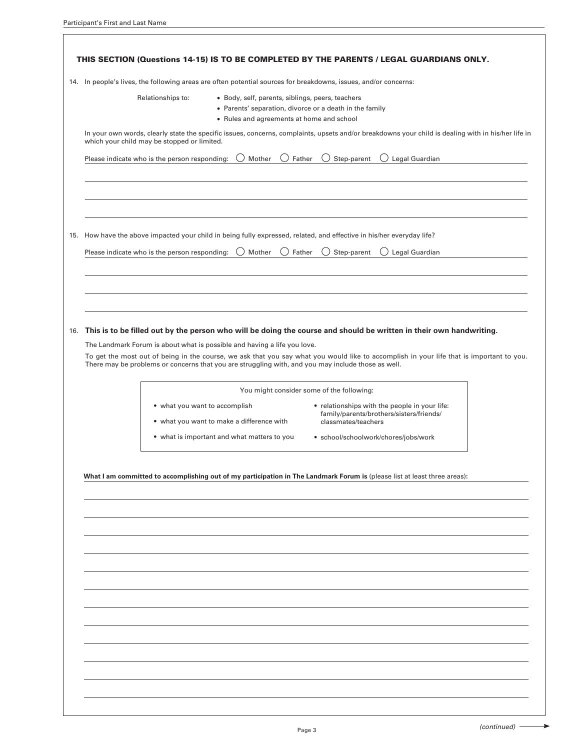Participant's First and Last Name

**THIS SECTION (Questions 14-15) IS TO BE COMPLETED BY THE PARENTS / LEGAL GUARDIANS ONLY.**

14. In people's lives, the following areas are often potential sources for breakdowns, issues, and/or concerns:

    Relationships to:
    - Body, self, parents, siblings, peers, teachers
    - Parents' separation, divorce or a death in the family
    - Rules and agreements at home and school

    In your own words, clearly state the specific issues, concerns, complaints, upsets and/or breakdowns your child is dealing with in his/her life in which your child may be stopped or limited.

    Please indicate who is the person responding: ◯ Mother ◯ Father ◯ Step-parent ◯ Legal Guardian

15. How have the above impacted your child in being fully expressed, related, and effective in his/her everyday life?

    Please indicate who is the person responding: ◯ Mother ◯ Father ◯ Step-parent ◯ Legal Guardian

16. **This is to be filled out by the person who will be doing the course and should be written in their own handwriting.**

    The Landmark Forum is about what is possible and having a life you love.

    To get the most out of being in the course, we ask that you say what you would like to accomplish in your life that is important to you. There may be problems or concerns that you are struggling with, and you may include those as well.

    You might consider some of the following:

    - what you want to accomplish
    - what you want to make a difference with
    - what is important and what matters to you
    - relationships with the people in your life: family/parents/brothers/sisters/friends/classmates/teachers
    - school/schoolwork/chores/jobs/work

    **What I am committed to accomplishing out of my participation in The Landmark Forum is** (please list at least three areas)**:**

*(continued)*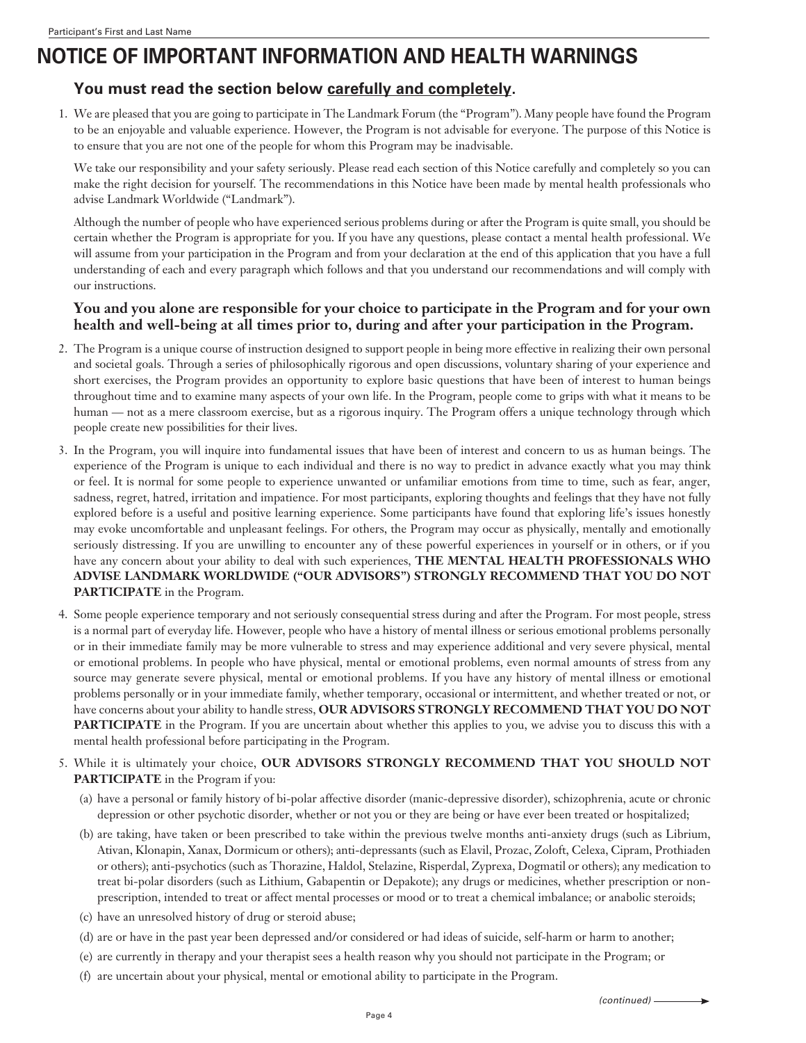Participant's First and Last Name

# NOTICE OF IMPORTANT INFORMATION AND HEALTH WARNINGS

### You must read the section below <u>carefully and completely</u>.

1. We are pleased that you are going to participate in The Landmark Forum (the "Program"). Many people have found the Program to be an enjoyable and valuable experience. However, the Program is not advisable for everyone. The purpose of this Notice is to ensure that you are not one of the people for whom this Program may be inadvisable.

   We take our responsibility and your safety seriously. Please read each section of this Notice carefully and completely so you can make the right decision for yourself. The recommendations in this Notice have been made by mental health professionals who advise Landmark Worldwide ("Landmark").

   Although the number of people who have experienced serious problems during or after the Program is quite small, you should be certain whether the Program is appropriate for you. If you have any questions, please contact a mental health professional. We will assume from your participation in the Program and from your declaration at the end of this application that you have a full understanding of each and every paragraph which follows and that you understand our recommendations and will comply with our instructions.

   **You and you alone are responsible for your choice to participate in the Program and for your own health and well-being at all times prior to, during and after your participation in the Program.**

2. The Program is a unique course of instruction designed to support people in being more effective in realizing their own personal and societal goals. Through a series of philosophically rigorous and open discussions, voluntary sharing of your experience and short exercises, the Program provides an opportunity to explore basic questions that have been of interest to human beings throughout time and to examine many aspects of your own life. In the Program, people come to grips with what it means to be human — not as a mere classroom exercise, but as a rigorous inquiry. The Program offers a unique technology through which people create new possibilities for their lives.

3. In the Program, you will inquire into fundamental issues that have been of interest and concern to us as human beings. The experience of the Program is unique to each individual and there is no way to predict in advance exactly what you may think or feel. It is normal for some people to experience unwanted or unfamiliar emotions from time to time, such as fear, anger, sadness, regret, hatred, irritation and impatience. For most participants, exploring thoughts and feelings that they have not fully explored before is a useful and positive learning experience. Some participants have found that exploring life's issues honestly may evoke uncomfortable and unpleasant feelings. For others, the Program may occur as physically, mentally and emotionally seriously distressing. If you are unwilling to encounter any of these powerful experiences in yourself or in others, or if you have any concern about your ability to deal with such experiences, **THE MENTAL HEALTH PROFESSIONALS WHO ADVISE LANDMARK WORLDWIDE ("OUR ADVISORS") STRONGLY RECOMMEND THAT YOU DO NOT PARTICIPATE** in the Program.

4. Some people experience temporary and not seriously consequential stress during and after the Program. For most people, stress is a normal part of everyday life. However, people who have a history of mental illness or serious emotional problems personally or in their immediate family may be more vulnerable to stress and may experience additional and very severe physical, mental or emotional problems. In people who have physical, mental or emotional problems, even normal amounts of stress from any source may generate severe physical, mental or emotional problems. If you have any history of mental illness or emotional problems personally or in your immediate family, whether temporary, occasional or intermittent, and whether treated or not, or have concerns about your ability to handle stress, **OUR ADVISORS STRONGLY RECOMMEND THAT YOU DO NOT PARTICIPATE** in the Program. If you are uncertain about whether this applies to you, we advise you to discuss this with a mental health professional before participating in the Program.

5. While it is ultimately your choice, **OUR ADVISORS STRONGLY RECOMMEND THAT YOU SHOULD NOT PARTICIPATE** in the Program if you:

   (a) have a personal or family history of bi-polar affective disorder (manic-depressive disorder), schizophrenia, acute or chronic depression or other psychotic disorder, whether or not you or they are being or have ever been treated or hospitalized;

   (b) are taking, have taken or been prescribed to take within the previous twelve months anti-anxiety drugs (such as Librium, Ativan, Klonapin, Xanax, Dormicum or others); anti-depressants (such as Elavil, Prozac, Zoloft, Celexa, Cipram, Prothiaden or others); anti-psychotics (such as Thorazine, Haldol, Stelazine, Risperdal, Zyprexa, Dogmatil or others); any medication to treat bi-polar disorders (such as Lithium, Gabapentin or Depakote); any drugs or medicines, whether prescription or non-prescription, intended to treat or affect mental processes or mood or to treat a chemical imbalance; or anabolic steroids;

   (c) have an unresolved history of drug or steroid abuse;

   (d) are or have in the past year been depressed and/or considered or had ideas of suicide, self-harm or harm to another;

   (e) are currently in therapy and your therapist sees a health reason why you should not participate in the Program; or

   (f) are uncertain about your physical, mental or emotional ability to participate in the Program.

*(continued)*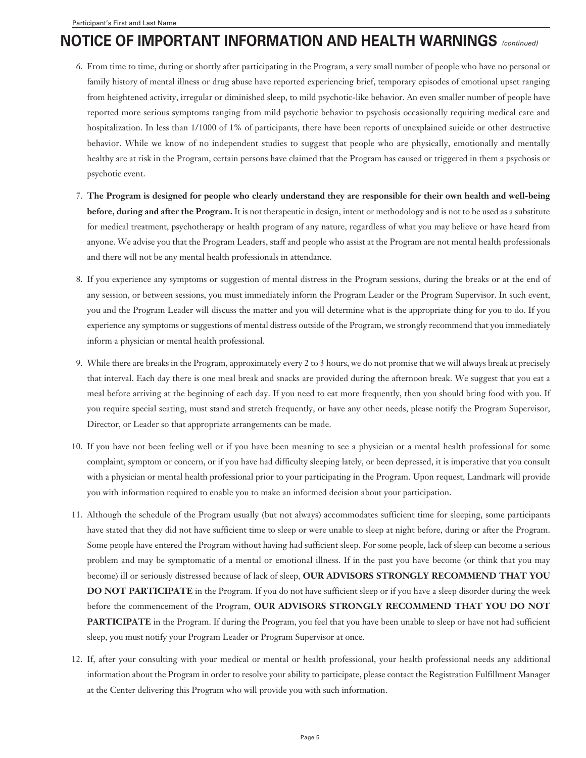Participant's First and Last Name

# NOTICE OF IMPORTANT INFORMATION AND HEALTH WARNINGS *(continued)*

6. From time to time, during or shortly after participating in the Program, a very small number of people who have no personal or family history of mental illness or drug abuse have reported experiencing brief, temporary episodes of emotional upset ranging from heightened activity, irregular or diminished sleep, to mild psychotic-like behavior. An even smaller number of people have reported more serious symptoms ranging from mild psychotic behavior to psychosis occasionally requiring medical care and hospitalization. In less than 1/1000 of 1% of participants, there have been reports of unexplained suicide or other destructive behavior. While we know of no independent studies to suggest that people who are physically, emotionally and mentally healthy are at risk in the Program, certain persons have claimed that the Program has caused or triggered in them a psychosis or psychotic event.

7. **The Program is designed for people who clearly understand they are responsible for their own health and well-being before, during and after the Program.** It is not therapeutic in design, intent or methodology and is not to be used as a substitute for medical treatment, psychotherapy or health program of any nature, regardless of what you may believe or have heard from anyone. We advise you that the Program Leaders, staff and people who assist at the Program are not mental health professionals and there will not be any mental health professionals in attendance.

8. If you experience any symptoms or suggestion of mental distress in the Program sessions, during the breaks or at the end of any session, or between sessions, you must immediately inform the Program Leader or the Program Supervisor. In such event, you and the Program Leader will discuss the matter and you will determine what is the appropriate thing for you to do. If you experience any symptoms or suggestions of mental distress outside of the Program, we strongly recommend that you immediately inform a physician or mental health professional.

9. While there are breaks in the Program, approximately every 2 to 3 hours, we do not promise that we will always break at precisely that interval. Each day there is one meal break and snacks are provided during the afternoon break. We suggest that you eat a meal before arriving at the beginning of each day. If you need to eat more frequently, then you should bring food with you. If you require special seating, must stand and stretch frequently, or have any other needs, please notify the Program Supervisor, Director, or Leader so that appropriate arrangements can be made.

10. If you have not been feeling well or if you have been meaning to see a physician or a mental health professional for some complaint, symptom or concern, or if you have had difficulty sleeping lately, or been depressed, it is imperative that you consult with a physician or mental health professional prior to your participating in the Program. Upon request, Landmark will provide you with information required to enable you to make an informed decision about your participation.

11. Although the schedule of the Program usually (but not always) accommodates sufficient time for sleeping, some participants have stated that they did not have sufficient time to sleep or were unable to sleep at night before, during or after the Program. Some people have entered the Program without having had sufficient sleep. For some people, lack of sleep can become a serious problem and may be symptomatic of a mental or emotional illness. If in the past you have become (or think that you may become) ill or seriously distressed because of lack of sleep, **OUR ADVISORS STRONGLY RECOMMEND THAT YOU DO NOT PARTICIPATE** in the Program. If you do not have sufficient sleep or if you have a sleep disorder during the week before the commencement of the Program, **OUR ADVISORS STRONGLY RECOMMEND THAT YOU DO NOT PARTICIPATE** in the Program. If during the Program, you feel that you have been unable to sleep or have not had sufficient sleep, you must notify your Program Leader or Program Supervisor at once.

12. If, after your consulting with your medical or mental or health professional, your health professional needs any additional information about the Program in order to resolve your ability to participate, please contact the Registration Fulfillment Manager at the Center delivering this Program who will provide you with such information.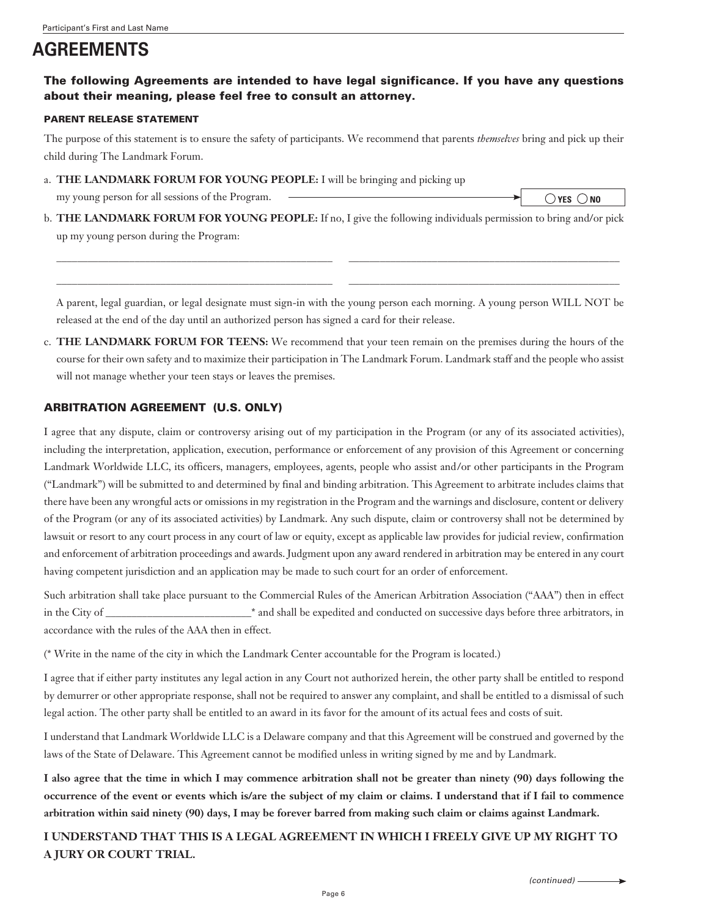Participant's First and Last Name

# AGREEMENTS

**The following Agreements are intended to have legal significance. If you have any questions about their meaning, please feel free to consult an attorney.**

### PARENT RELEASE STATEMENT

The purpose of this statement is to ensure the safety of participants. We recommend that parents *themselves* bring and pick up their child during The Landmark Forum.

a. **THE LANDMARK FORUM FOR YOUNG PEOPLE:** I will be bringing and picking up my young person for all sessions of the Program. ⟶ ◯ YES ◯ NO

b. **THE LANDMARK FORUM FOR YOUNG PEOPLE:** If no, I give the following individuals permission to bring and/or pick up my young person during the Program:

\_\_\_\_\_\_\_\_\_\_\_\_\_\_\_\_\_\_\_\_\_\_\_\_\_\_\_\_\_\_\_\_\_\_\_\_\_\_\_\_ \_\_\_\_\_\_\_\_\_\_\_\_\_\_\_\_\_\_\_\_\_\_\_\_\_\_\_\_\_\_\_\_\_\_\_\_\_\_\_\_

\_\_\_\_\_\_\_\_\_\_\_\_\_\_\_\_\_\_\_\_\_\_\_\_\_\_\_\_\_\_\_\_\_\_\_\_\_\_\_\_ \_\_\_\_\_\_\_\_\_\_\_\_\_\_\_\_\_\_\_\_\_\_\_\_\_\_\_\_\_\_\_\_\_\_\_\_\_\_\_\_

A parent, legal guardian, or legal designate must sign-in with the young person each morning. A young person WILL NOT be released at the end of the day until an authorized person has signed a card for their release.

c. **THE LANDMARK FORUM FOR TEENS:** We recommend that your teen remain on the premises during the hours of the course for their own safety and to maximize their participation in The Landmark Forum. Landmark staff and the people who assist will not manage whether your teen stays or leaves the premises.

### ARBITRATION AGREEMENT (U.S. ONLY)

I agree that any dispute, claim or controversy arising out of my participation in the Program (or any of its associated activities), including the interpretation, application, execution, performance or enforcement of any provision of this Agreement or concerning Landmark Worldwide LLC, its officers, managers, employees, agents, people who assist and/or other participants in the Program ("Landmark") will be submitted to and determined by final and binding arbitration. This Agreement to arbitrate includes claims that there have been any wrongful acts or omissions in my registration in the Program and the warnings and disclosure, content or delivery of the Program (or any of its associated activities) by Landmark. Any such dispute, claim or controversy shall not be determined by lawsuit or resort to any court process in any court of law or equity, except as applicable law provides for judicial review, confirmation and enforcement of arbitration proceedings and awards. Judgment upon any award rendered in arbitration may be entered in any court having competent jurisdiction and an application may be made to such court for an order of enforcement.

Such arbitration shall take place pursuant to the Commercial Rules of the American Arbitration Association ("AAA") then in effect in the City of \_\_\_\_\_\_\_\_\_\_\_\_\_\_\_\_\_\_\_\_\_\_\_\_\_\_* and shall be expedited and conducted on successive days before three arbitrators, in accordance with the rules of the AAA then in effect.

(* Write in the name of the city in which the Landmark Center accountable for the Program is located.)

I agree that if either party institutes any legal action in any Court not authorized herein, the other party shall be entitled to respond by demurrer or other appropriate response, shall not be required to answer any complaint, and shall be entitled to a dismissal of such legal action. The other party shall be entitled to an award in its favor for the amount of its actual fees and costs of suit.

I understand that Landmark Worldwide LLC is a Delaware company and that this Agreement will be construed and governed by the laws of the State of Delaware. This Agreement cannot be modified unless in writing signed by me and by Landmark.

**I also agree that the time in which I may commence arbitration shall not be greater than ninety (90) days following the occurrence of the event or events which is/are the subject of my claim or claims. I understand that if I fail to commence arbitration within said ninety (90) days, I may be forever barred from making such claim or claims against Landmark.**

**I UNDERSTAND THAT THIS IS A LEGAL AGREEMENT IN WHICH I FREELY GIVE UP MY RIGHT TO A JURY OR COURT TRIAL.**

*(continued)*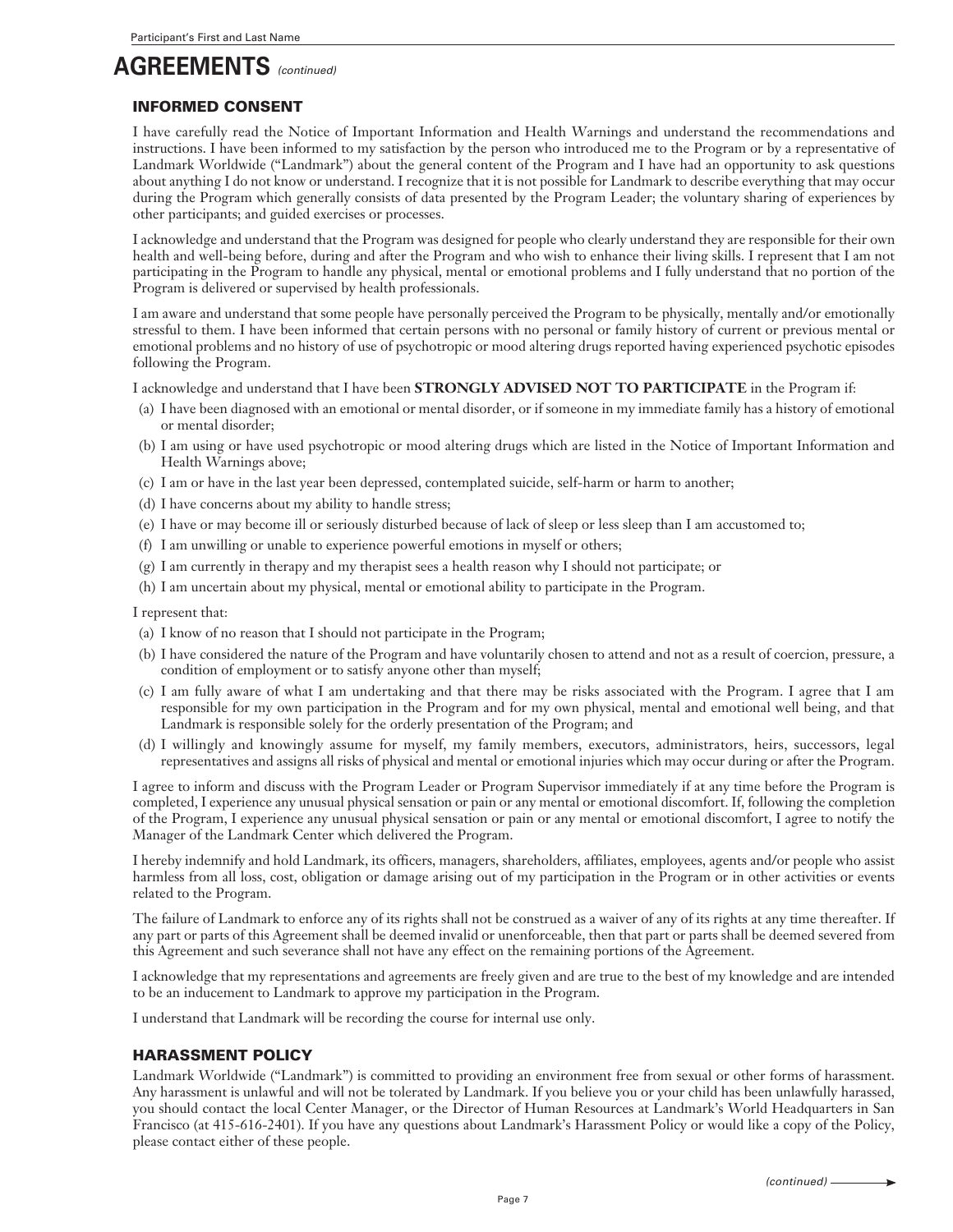Participant's First and Last Name

# AGREEMENTS *(continued)*

## INFORMED CONSENT

I have carefully read the Notice of Important Information and Health Warnings and understand the recommendations and instructions. I have been informed to my satisfaction by the person who introduced me to the Program or by a representative of Landmark Worldwide ("Landmark") about the general content of the Program and I have had an opportunity to ask questions about anything I do not know or understand. I recognize that it is not possible for Landmark to describe everything that may occur during the Program which generally consists of data presented by the Program Leader; the voluntary sharing of experiences by other participants; and guided exercises or processes.

I acknowledge and understand that the Program was designed for people who clearly understand they are responsible for their own health and well-being before, during and after the Program and who wish to enhance their living skills. I represent that I am not participating in the Program to handle any physical, mental or emotional problems and I fully understand that no portion of the Program is delivered or supervised by health professionals.

I am aware and understand that some people have personally perceived the Program to be physically, mentally and/or emotionally stressful to them. I have been informed that certain persons with no personal or family history of current or previous mental or emotional problems and no history of use of psychotropic or mood altering drugs reported having experienced psychotic episodes following the Program.

I acknowledge and understand that I have been **STRONGLY ADVISED NOT TO PARTICIPATE** in the Program if:

(a) I have been diagnosed with an emotional or mental disorder, or if someone in my immediate family has a history of emotional or mental disorder;

(b) I am using or have used psychotropic or mood altering drugs which are listed in the Notice of Important Information and Health Warnings above;

(c) I am or have in the last year been depressed, contemplated suicide, self-harm or harm to another;

(d) I have concerns about my ability to handle stress;

(e) I have or may become ill or seriously disturbed because of lack of sleep or less sleep than I am accustomed to;

(f) I am unwilling or unable to experience powerful emotions in myself or others;

(g) I am currently in therapy and my therapist sees a health reason why I should not participate; or

(h) I am uncertain about my physical, mental or emotional ability to participate in the Program.

I represent that:

(a) I know of no reason that I should not participate in the Program;

(b) I have considered the nature of the Program and have voluntarily chosen to attend and not as a result of coercion, pressure, a condition of employment or to satisfy anyone other than myself;

(c) I am fully aware of what I am undertaking and that there may be risks associated with the Program. I agree that I am responsible for my own participation in the Program and for my own physical, mental and emotional well being, and that Landmark is responsible solely for the orderly presentation of the Program; and

(d) I willingly and knowingly assume for myself, my family members, executors, administrators, heirs, successors, legal representatives and assigns all risks of physical and mental or emotional injuries which may occur during or after the Program.

I agree to inform and discuss with the Program Leader or Program Supervisor immediately if at any time before the Program is completed, I experience any unusual physical sensation or pain or any mental or emotional discomfort. If, following the completion of the Program, I experience any unusual physical sensation or pain or any mental or emotional discomfort, I agree to notify the Manager of the Landmark Center which delivered the Program.

I hereby indemnify and hold Landmark, its officers, managers, shareholders, affiliates, employees, agents and/or people who assist harmless from all loss, cost, obligation or damage arising out of my participation in the Program or in other activities or events related to the Program.

The failure of Landmark to enforce any of its rights shall not be construed as a waiver of any of its rights at any time thereafter. If any part or parts of this Agreement shall be deemed invalid or unenforceable, then that part or parts shall be deemed severed from this Agreement and such severance shall not have any effect on the remaining portions of the Agreement.

I acknowledge that my representations and agreements are freely given and are true to the best of my knowledge and are intended to be an inducement to Landmark to approve my participation in the Program.

I understand that Landmark will be recording the course for internal use only.

## HARASSMENT POLICY

Landmark Worldwide ("Landmark") is committed to providing an environment free from sexual or other forms of harassment. Any harassment is unlawful and will not be tolerated by Landmark. If you believe you or your child has been unlawfully harassed, you should contact the local Center Manager, or the Director of Human Resources at Landmark's World Headquarters in San Francisco (at 415-616-2401). If you have any questions about Landmark's Harassment Policy or would like a copy of the Policy, please contact either of these people.

*(continued)*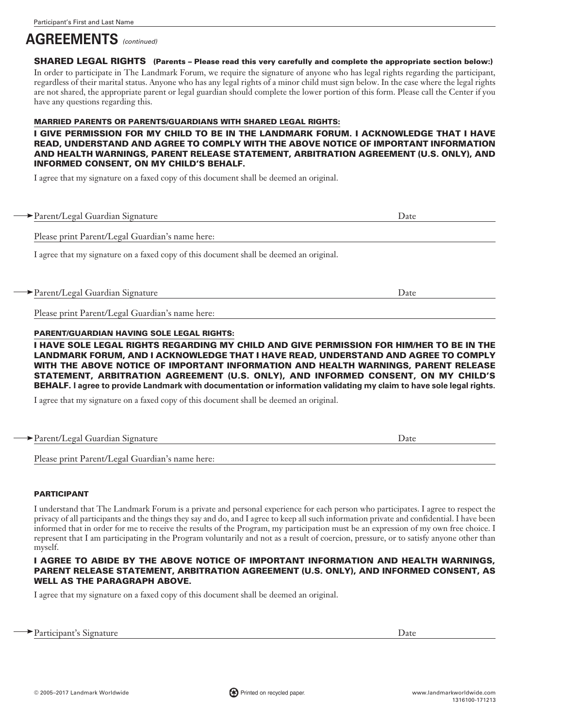Participant's First and Last Name

# AGREEMENTS *(continued)*

## SHARED LEGAL RIGHTS (Parents – Please read this very carefully and complete the appropriate section below:)

In order to participate in The Landmark Forum, we require the signature of anyone who has legal rights regarding the participant, regardless of their marital status. Anyone who has any legal rights of a minor child must sign below. In the case where the legal rights are not shared, the appropriate parent or legal guardian should complete the lower portion of this form. Please call the Center if you have any questions regarding this.

### MARRIED PARENTS OR PARENTS/GUARDIANS WITH SHARED LEGAL RIGHTS:

**I GIVE PERMISSION FOR MY CHILD TO BE IN THE LANDMARK FORUM. I ACKNOWLEDGE THAT I HAVE READ, UNDERSTAND AND AGREE TO COMPLY WITH THE ABOVE NOTICE OF IMPORTANT INFORMATION AND HEALTH WARNINGS, PARENT RELEASE STATEMENT, ARBITRATION AGREEMENT (U.S. ONLY), AND INFORMED CONSENT, ON MY CHILD'S BEHALF.**

I agree that my signature on a faxed copy of this document shall be deemed an original.

→ Parent/Legal Guardian Signature Date

Please print Parent/Legal Guardian's name here:

I agree that my signature on a faxed copy of this document shall be deemed an original.

→ Parent/Legal Guardian Signature Date

Please print Parent/Legal Guardian's name here:

### PARENT/GUARDIAN HAVING SOLE LEGAL RIGHTS:

**I HAVE SOLE LEGAL RIGHTS REGARDING MY CHILD AND GIVE PERMISSION FOR HIM/HER TO BE IN THE LANDMARK FORUM, AND I ACKNOWLEDGE THAT I HAVE READ, UNDERSTAND AND AGREE TO COMPLY WITH THE ABOVE NOTICE OF IMPORTANT INFORMATION AND HEALTH WARNINGS, PARENT RELEASE STATEMENT, ARBITRATION AGREEMENT (U.S. ONLY), AND INFORMED CONSENT, ON MY CHILD'S BEHALF. I agree to provide Landmark with documentation or information validating my claim to have sole legal rights.**

I agree that my signature on a faxed copy of this document shall be deemed an original.

→ Parent/Legal Guardian Signature Date

Please print Parent/Legal Guardian's name here:

### PARTICIPANT

I understand that The Landmark Forum is a private and personal experience for each person who participates. I agree to respect the privacy of all participants and the things they say and do, and I agree to keep all such information private and confidential. I have been informed that in order for me to receive the results of the Program, my participation must be an expression of my own free choice. I represent that I am participating in the Program voluntarily and not as a result of coercion, pressure, or to satisfy anyone other than myself.

**I AGREE TO ABIDE BY THE ABOVE NOTICE OF IMPORTANT INFORMATION AND HEALTH WARNINGS, PARENT RELEASE STATEMENT, ARBITRATION AGREEMENT (U.S. ONLY), AND INFORMED CONSENT, AS WELL AS THE PARAGRAPH ABOVE.**

I agree that my signature on a faxed copy of this document shall be deemed an original.

→ Participant's Signature Date

© 2005–2017 Landmark Worldwide Printed on recycled paper. www.landmarkworldwide.com 1316100-171213